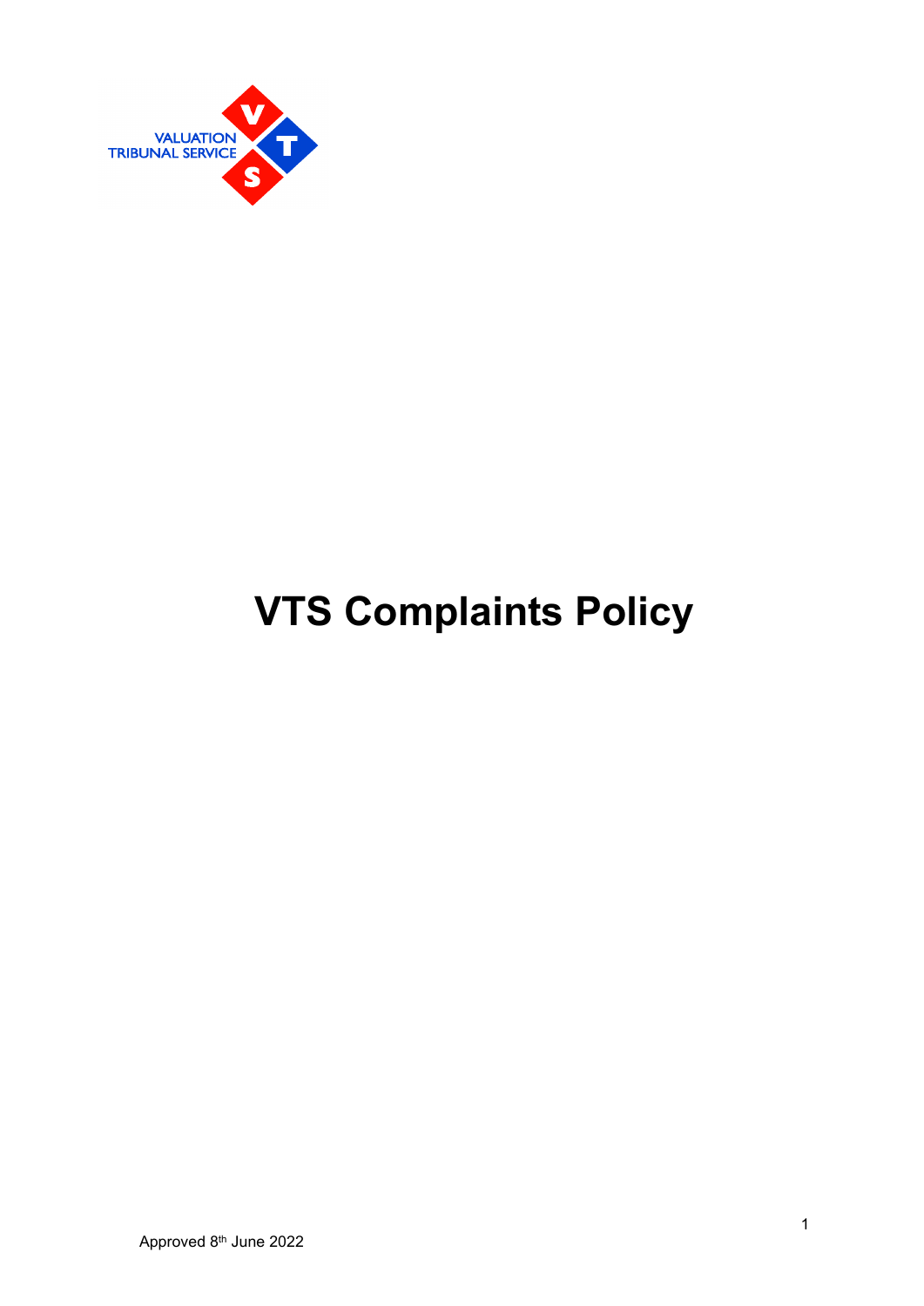VALUATION TRIBUNAL SERVICE

# VTS Complaints Policy

Approved 8th June 2022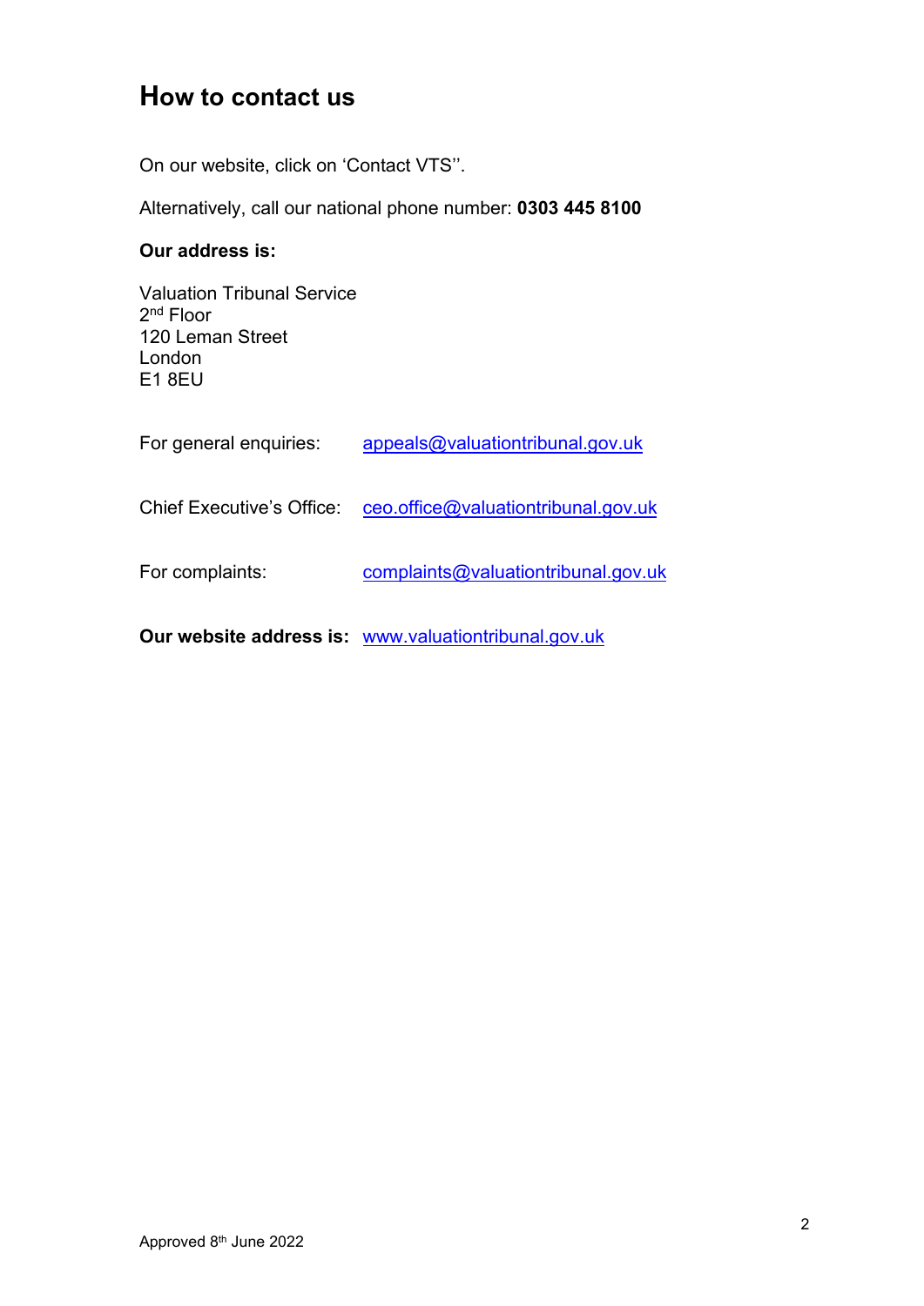## How to contact us

On our website, click on ‘Contact VTS’’.

Alternatively, call our national phone number: **0303 445 8100**

**Our address is:**

Valuation Tribunal Service  
2nd Floor  
120 Leman Street  
London  
E1 8EU

For general enquiries: appeals@valuationtribunal.gov.uk

Chief Executive’s Office: ceo.office@valuationtribunal.gov.uk

For complaints: complaints@valuationtribunal.gov.uk

**Our website address is:** www.valuationtribunal.gov.uk

Approved 8th June 2022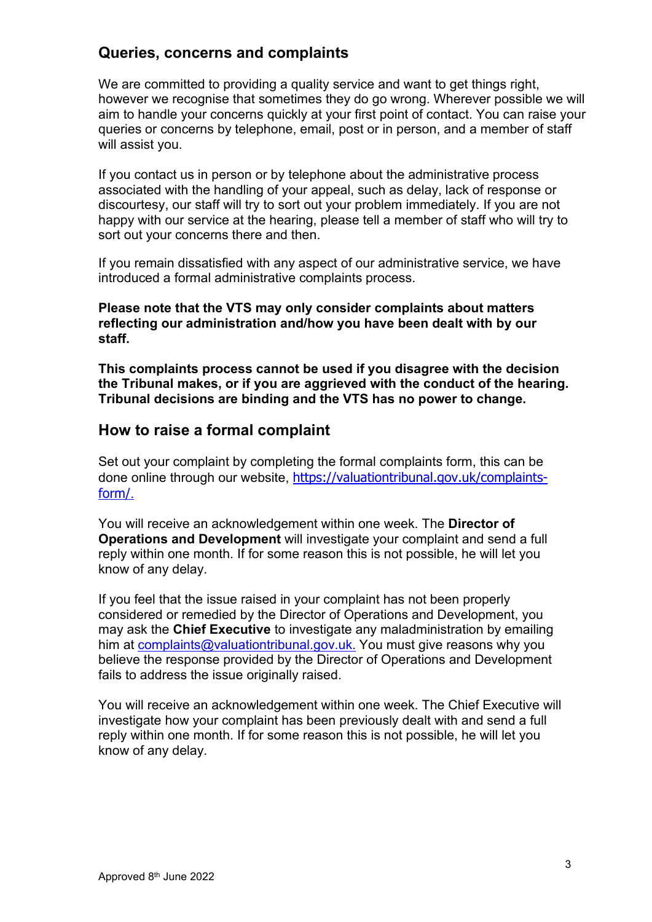## Queries, concerns and complaints

We are committed to providing a quality service and want to get things right, however we recognise that sometimes they do go wrong. Wherever possible we will aim to handle your concerns quickly at your first point of contact. You can raise your queries or concerns by telephone, email, post or in person, and a member of staff will assist you.

If you contact us in person or by telephone about the administrative process associated with the handling of your appeal, such as delay, lack of response or discourtesy, our staff will try to sort out your problem immediately. If you are not happy with our service at the hearing, please tell a member of staff who will try to sort out your concerns there and then.

If you remain dissatisfied with any aspect of our administrative service, we have introduced a formal administrative complaints process.

**Please note that the VTS may only consider complaints about matters reflecting our administration and/how you have been dealt with by our staff.**

**This complaints process cannot be used if you disagree with the decision the Tribunal makes, or if you are aggrieved with the conduct of the hearing. Tribunal decisions are binding and the VTS has no power to change.**

## How to raise a formal complaint

Set out your complaint by completing the formal complaints form, this can be done online through our website, https://valuationtribunal.gov.uk/complaints-form/.

You will receive an acknowledgement within one week. The **Director of Operations and Development** will investigate your complaint and send a full reply within one month. If for some reason this is not possible, he will let you know of any delay.

If you feel that the issue raised in your complaint has not been properly considered or remedied by the Director of Operations and Development, you may ask the **Chief Executive** to investigate any maladministration by emailing him at complaints@valuationtribunal.gov.uk. You must give reasons why you believe the response provided by the Director of Operations and Development fails to address the issue originally raised.

You will receive an acknowledgement within one week. The Chief Executive will investigate how your complaint has been previously dealt with and send a full reply within one month. If for some reason this is not possible, he will let you know of any delay.

Approved 8th June 2022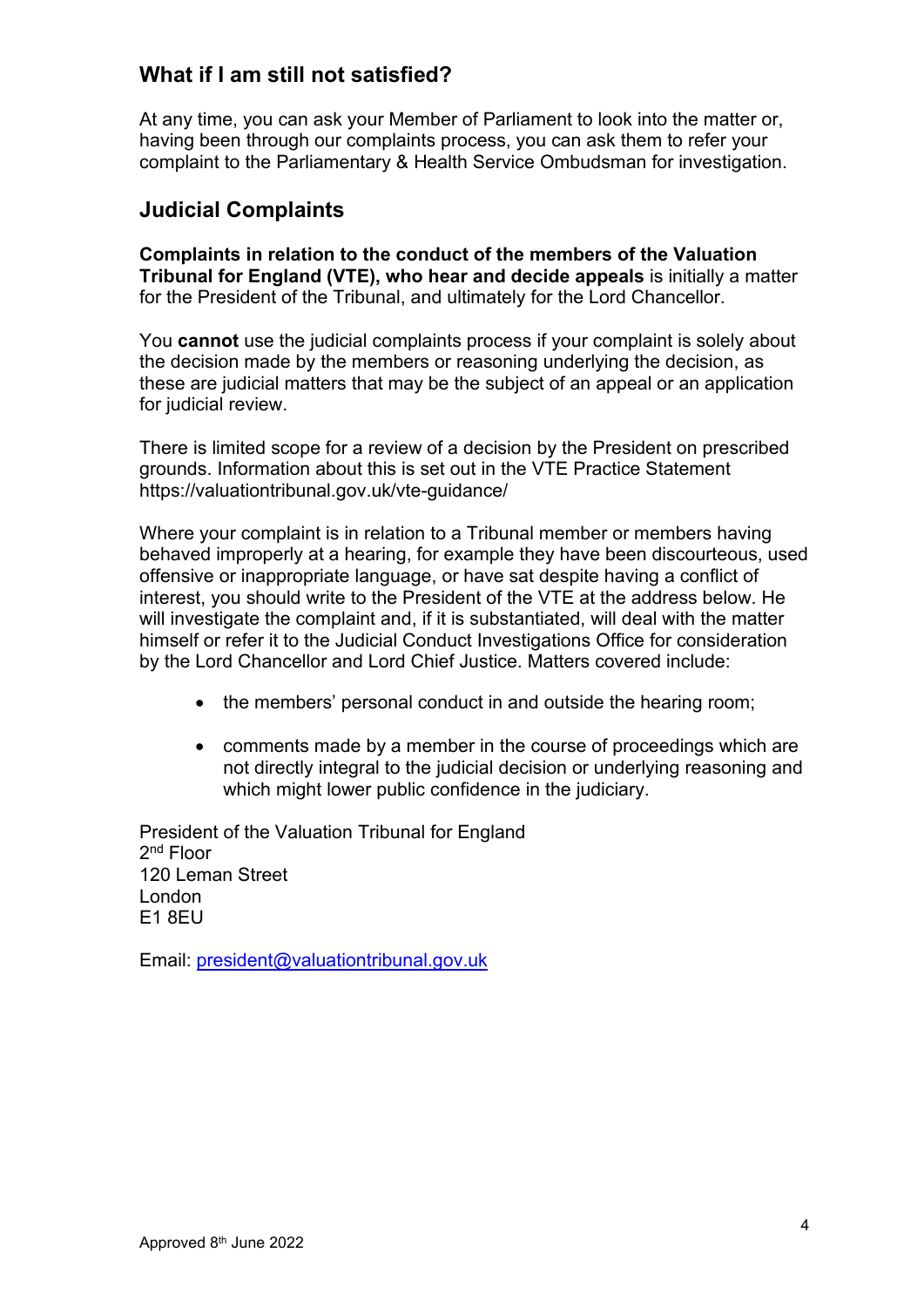## What if I am still not satisfied?

At any time, you can ask your Member of Parliament to look into the matter or, having been through our complaints process, you can ask them to refer your complaint to the Parliamentary & Health Service Ombudsman for investigation.

## Judicial Complaints

**Complaints in relation to the conduct of the members of the Valuation Tribunal for England (VTE), who hear and decide appeals** is initially a matter for the President of the Tribunal, and ultimately for the Lord Chancellor.

You **cannot** use the judicial complaints process if your complaint is solely about the decision made by the members or reasoning underlying the decision, as these are judicial matters that may be the subject of an appeal or an application for judicial review.

There is limited scope for a review of a decision by the President on prescribed grounds. Information about this is set out in the VTE Practice Statement https://valuationtribunal.gov.uk/vte-guidance/

Where your complaint is in relation to a Tribunal member or members having behaved improperly at a hearing, for example they have been discourteous, used offensive or inappropriate language, or have sat despite having a conflict of interest, you should write to the President of the VTE at the address below. He will investigate the complaint and, if it is substantiated, will deal with the matter himself or refer it to the Judicial Conduct Investigations Office for consideration by the Lord Chancellor and Lord Chief Justice. Matters covered include:

- the members' personal conduct in and outside the hearing room;
- comments made by a member in the course of proceedings which are not directly integral to the judicial decision or underlying reasoning and which might lower public confidence in the judiciary.

President of the Valuation Tribunal for England
2nd Floor
120 Leman Street
London
E1 8EU

Email: president@valuationtribunal.gov.uk

Approved 8th June 2022